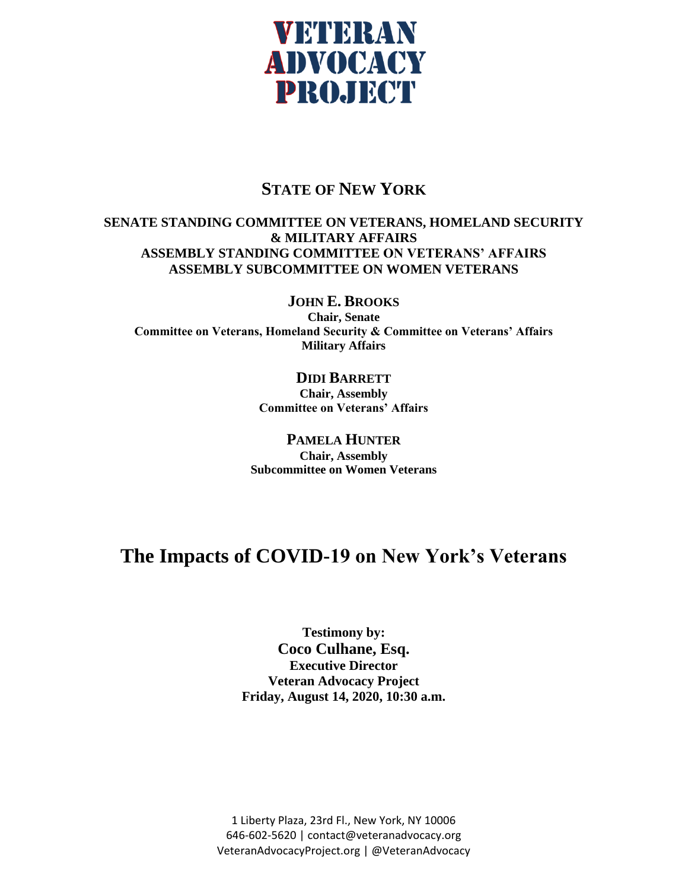# VETERAN ADVOCACY PROJECT

## STATE OF NEW YORK

**SENATE STANDING COMMITTEE ON VETERANS, HOMELAND SECURITY & MILITARY AFFAIRS**
**ASSEMBLY STANDING COMMITTEE ON VETERANS' AFFAIRS**
**ASSEMBLY SUBCOMMITTEE ON WOMEN VETERANS**

**JOHN E. BROOKS**
**Chair, Senate**
**Committee on Veterans, Homeland Security & Committee on Veterans' Affairs**
**Military Affairs**

**DIDI BARRETT**
**Chair, Assembly**
**Committee on Veterans' Affairs**

**PAMELA HUNTER**
**Chair, Assembly**
**Subcommittee on Women Veterans**

# The Impacts of COVID-19 on New York's Veterans

**Testimony by:**
**Coco Culhane, Esq.**
**Executive Director**
**Veteran Advocacy Project**
**Friday, August 14, 2020, 10:30 a.m.**

1 Liberty Plaza, 23rd Fl., New York, NY 10006
646-602-5620 | contact@veteranadvocacy.org
VeteranAdvocacyProject.org | @VeteranAdvocacy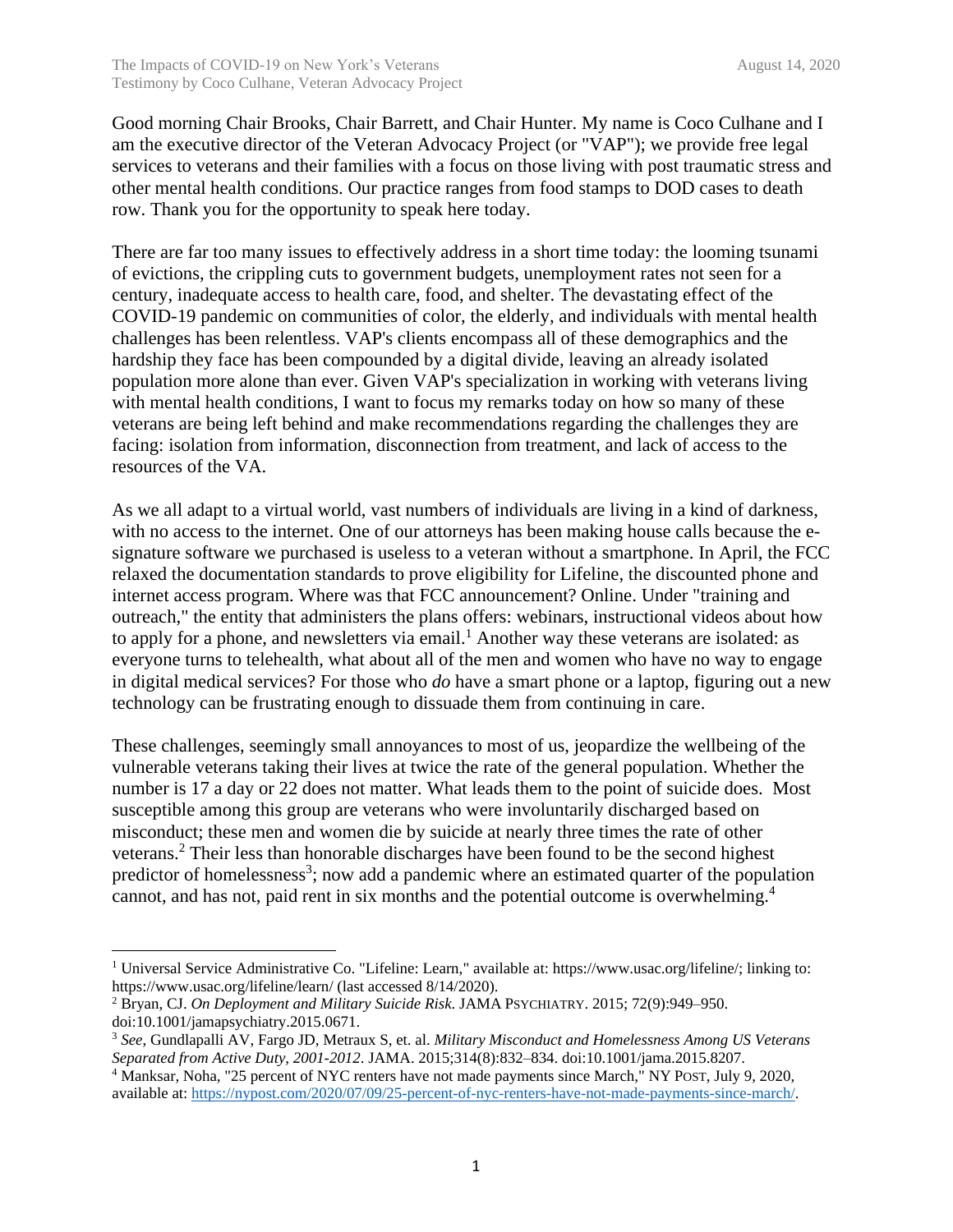Good morning Chair Brooks, Chair Barrett, and Chair Hunter. My name is Coco Culhane and I am the executive director of the Veteran Advocacy Project (or "VAP"); we provide free legal services to veterans and their families with a focus on those living with post traumatic stress and other mental health conditions. Our practice ranges from food stamps to DOD cases to death row. Thank you for the opportunity to speak here today.

There are far too many issues to effectively address in a short time today: the looming tsunami of evictions, the crippling cuts to government budgets, unemployment rates not seen for a century, inadequate access to health care, food, and shelter. The devastating effect of the COVID-19 pandemic on communities of color, the elderly, and individuals with mental health challenges has been relentless. VAP's clients encompass all of these demographics and the hardship they face has been compounded by a digital divide, leaving an already isolated population more alone than ever. Given VAP's specialization in working with veterans living with mental health conditions, I want to focus my remarks today on how so many of these veterans are being left behind and make recommendations regarding the challenges they are facing: isolation from information, disconnection from treatment, and lack of access to the resources of the VA.

As we all adapt to a virtual world, vast numbers of individuals are living in a kind of darkness, with no access to the internet. One of our attorneys has been making house calls because the e-signature software we purchased is useless to a veteran without a smartphone. In April, the FCC relaxed the documentation standards to prove eligibility for Lifeline, the discounted phone and internet access program. Where was that FCC announcement? Online. Under "training and outreach," the entity that administers the plans offers: webinars, instructional videos about how to apply for a phone, and newsletters via email.[1] Another way these veterans are isolated: as everyone turns to telehealth, what about all of the men and women who have no way to engage in digital medical services? For those who *do* have a smart phone or a laptop, figuring out a new technology can be frustrating enough to dissuade them from continuing in care.

These challenges, seemingly small annoyances to most of us, jeopardize the wellbeing of the vulnerable veterans taking their lives at twice the rate of the general population. Whether the number is 17 a day or 22 does not matter. What leads them to the point of suicide does. Most susceptible among this group are veterans who were involuntarily discharged based on misconduct; these men and women die by suicide at nearly three times the rate of other veterans.[2] Their less than honorable discharges have been found to be the second highest predictor of homelessness[3]; now add a pandemic where an estimated quarter of the population cannot, and has not, paid rent in six months and the potential outcome is overwhelming.[4]

---

[1] Universal Service Administrative Co. "Lifeline: Learn," available at: https://www.usac.org/lifeline/; linking to: https://www.usac.org/lifeline/learn/ (last accessed 8/14/2020).

[2] Bryan, CJ. *On Deployment and Military Suicide Risk*. JAMA PSYCHIATRY. 2015; 72(9):949–950. doi:10.1001/jamapsychiatry.2015.0671.

[3] *See*, Gundlapalli AV, Fargo JD, Metraux S, et. al. *Military Misconduct and Homelessness Among US Veterans Separated from Active Duty, 2001-2012*. JAMA. 2015;314(8):832–834. doi:10.1001/jama.2015.8207.

[4] Manksar, Noha, "25 percent of NYC renters have not made payments since March," NY POST, July 9, 2020, available at: https://nypost.com/2020/07/09/25-percent-of-nyc-renters-have-not-made-payments-since-march/.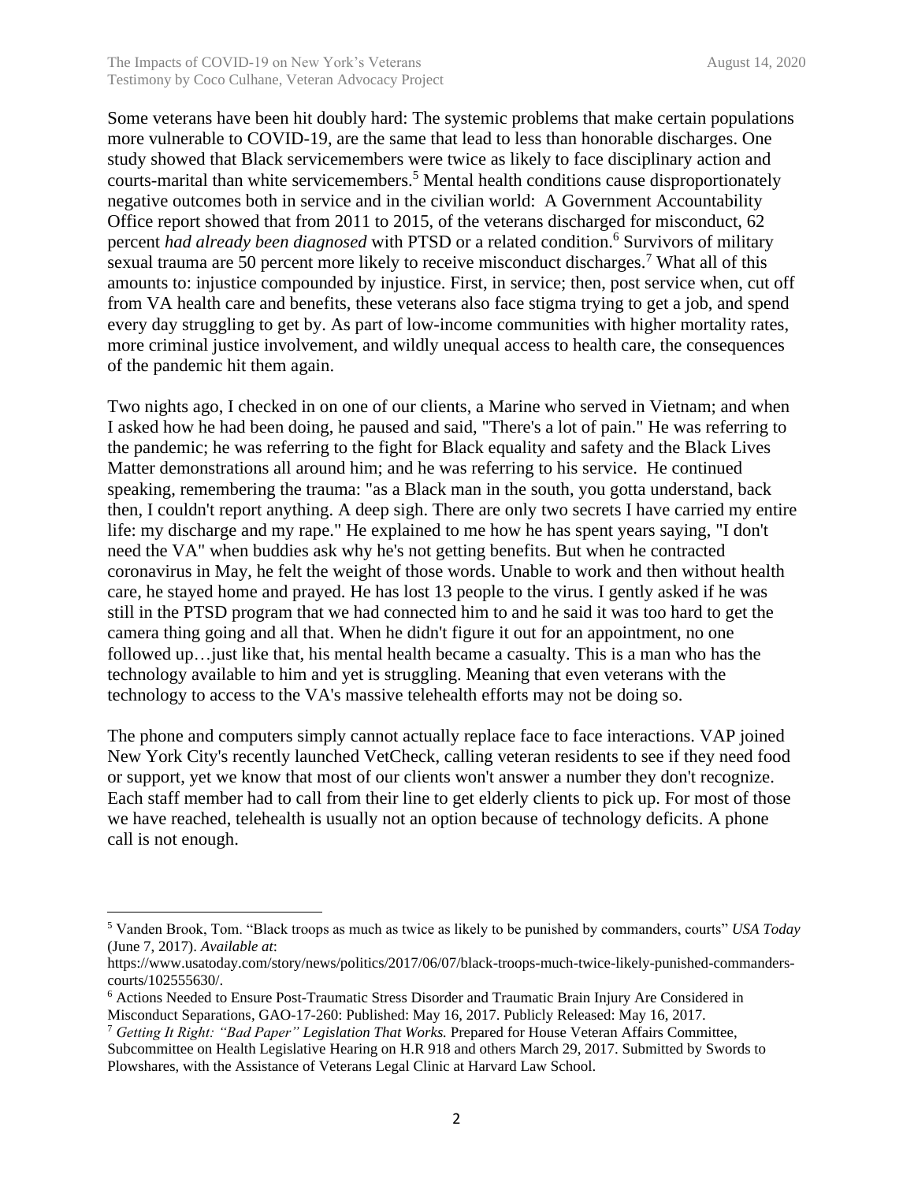Some veterans have been hit doubly hard: The systemic problems that make certain populations more vulnerable to COVID-19, are the same that lead to less than honorable discharges. One study showed that Black servicemembers were twice as likely to face disciplinary action and courts-marital than white servicemembers.[5] Mental health conditions cause disproportionately negative outcomes both in service and in the civilian world: A Government Accountability Office report showed that from 2011 to 2015, of the veterans discharged for misconduct, 62 percent *had already been diagnosed* with PTSD or a related condition.[6] Survivors of military sexual trauma are 50 percent more likely to receive misconduct discharges.[7] What all of this amounts to: injustice compounded by injustice. First, in service; then, post service when, cut off from VA health care and benefits, these veterans also face stigma trying to get a job, and spend every day struggling to get by. As part of low-income communities with higher mortality rates, more criminal justice involvement, and wildly unequal access to health care, the consequences of the pandemic hit them again.

Two nights ago, I checked in on one of our clients, a Marine who served in Vietnam; and when I asked how he had been doing, he paused and said, "There's a lot of pain." He was referring to the pandemic; he was referring to the fight for Black equality and safety and the Black Lives Matter demonstrations all around him; and he was referring to his service. He continued speaking, remembering the trauma: "as a Black man in the south, you gotta understand, back then, I couldn't report anything. A deep sigh. There are only two secrets I have carried my entire life: my discharge and my rape." He explained to me how he has spent years saying, "I don't need the VA" when buddies ask why he's not getting benefits. But when he contracted coronavirus in May, he felt the weight of those words. Unable to work and then without health care, he stayed home and prayed. He has lost 13 people to the virus. I gently asked if he was still in the PTSD program that we had connected him to and he said it was too hard to get the camera thing going and all that. When he didn't figure it out for an appointment, no one followed up…just like that, his mental health became a casualty. This is a man who has the technology available to him and yet is struggling. Meaning that even veterans with the technology to access to the VA's massive telehealth efforts may not be doing so.

The phone and computers simply cannot actually replace face to face interactions. VAP joined New York City's recently launched VetCheck, calling veteran residents to see if they need food or support, yet we know that most of our clients won't answer a number they don't recognize. Each staff member had to call from their line to get elderly clients to pick up. For most of those we have reached, telehealth is usually not an option because of technology deficits. A phone call is not enough.

---

[5] Vanden Brook, Tom. "Black troops as much as twice as likely to be punished by commanders, courts" *USA Today* (June 7, 2017). *Available at*: https://www.usatoday.com/story/news/politics/2017/06/07/black-troops-much-twice-likely-punished-commanders-courts/102555630/.

[6] Actions Needed to Ensure Post-Traumatic Stress Disorder and Traumatic Brain Injury Are Considered in Misconduct Separations, GAO-17-260: Published: May 16, 2017. Publicly Released: May 16, 2017.

[7] *Getting It Right: "Bad Paper" Legislation That Works.* Prepared for House Veteran Affairs Committee, Subcommittee on Health Legislative Hearing on H.R 918 and others March 29, 2017. Submitted by Swords to Plowshares, with the Assistance of Veterans Legal Clinic at Harvard Law School.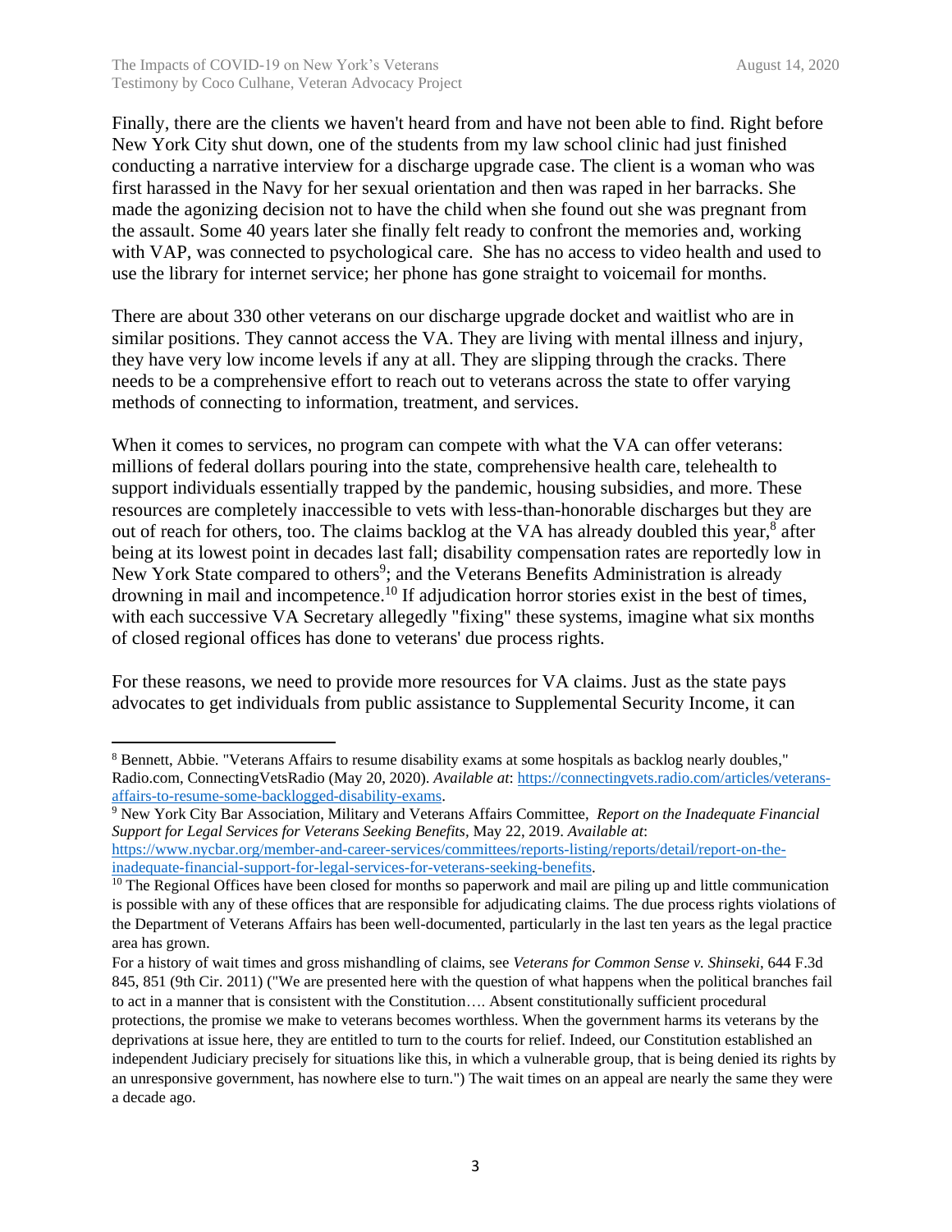Finally, there are the clients we haven't heard from and have not been able to find. Right before New York City shut down, one of the students from my law school clinic had just finished conducting a narrative interview for a discharge upgrade case. The client is a woman who was first harassed in the Navy for her sexual orientation and then was raped in her barracks. She made the agonizing decision not to have the child when she found out she was pregnant from the assault. Some 40 years later she finally felt ready to confront the memories and, working with VAP, was connected to psychological care. She has no access to video health and used to use the library for internet service; her phone has gone straight to voicemail for months.

There are about 330 other veterans on our discharge upgrade docket and waitlist who are in similar positions. They cannot access the VA. They are living with mental illness and injury, they have very low income levels if any at all. They are slipping through the cracks. There needs to be a comprehensive effort to reach out to veterans across the state to offer varying methods of connecting to information, treatment, and services.

When it comes to services, no program can compete with what the VA can offer veterans: millions of federal dollars pouring into the state, comprehensive health care, telehealth to support individuals essentially trapped by the pandemic, housing subsidies, and more. These resources are completely inaccessible to vets with less-than-honorable discharges but they are out of reach for others, too. The claims backlog at the VA has already doubled this year,[8] after being at its lowest point in decades last fall; disability compensation rates are reportedly low in New York State compared to others[9]; and the Veterans Benefits Administration is already drowning in mail and incompetence.[10] If adjudication horror stories exist in the best of times, with each successive VA Secretary allegedly "fixing" these systems, imagine what six months of closed regional offices has done to veterans' due process rights.

For these reasons, we need to provide more resources for VA claims. Just as the state pays advocates to get individuals from public assistance to Supplemental Security Income, it can

---

[8] Bennett, Abbie. "Veterans Affairs to resume disability exams at some hospitals as backlog nearly doubles," Radio.com, ConnectingVetsRadio (May 20, 2020). *Available at*: https://connectingvets.radio.com/articles/veterans-affairs-to-resume-some-backlogged-disability-exams.

[9] New York City Bar Association, Military and Veterans Affairs Committee, *Report on the Inadequate Financial Support for Legal Services for Veterans Seeking Benefits*, May 22, 2019. *Available at*: https://www.nycbar.org/member-and-career-services/committees/reports-listing/reports/detail/report-on-the-inadequate-financial-support-for-legal-services-for-veterans-seeking-benefits.

[10] The Regional Offices have been closed for months so paperwork and mail are piling up and little communication is possible with any of these offices that are responsible for adjudicating claims. The due process rights violations of the Department of Veterans Affairs has been well-documented, particularly in the last ten years as the legal practice area has grown.

For a history of wait times and gross mishandling of claims, see *Veterans for Common Sense v. Shinseki*, 644 F.3d 845, 851 (9th Cir. 2011) ("We are presented here with the question of what happens when the political branches fail to act in a manner that is consistent with the Constitution…. Absent constitutionally sufficient procedural protections, the promise we make to veterans becomes worthless. When the government harms its veterans by the deprivations at issue here, they are entitled to turn to the courts for relief. Indeed, our Constitution established an independent Judiciary precisely for situations like this, in which a vulnerable group, that is being denied its rights by an unresponsive government, has nowhere else to turn.") The wait times on an appeal are nearly the same they were a decade ago.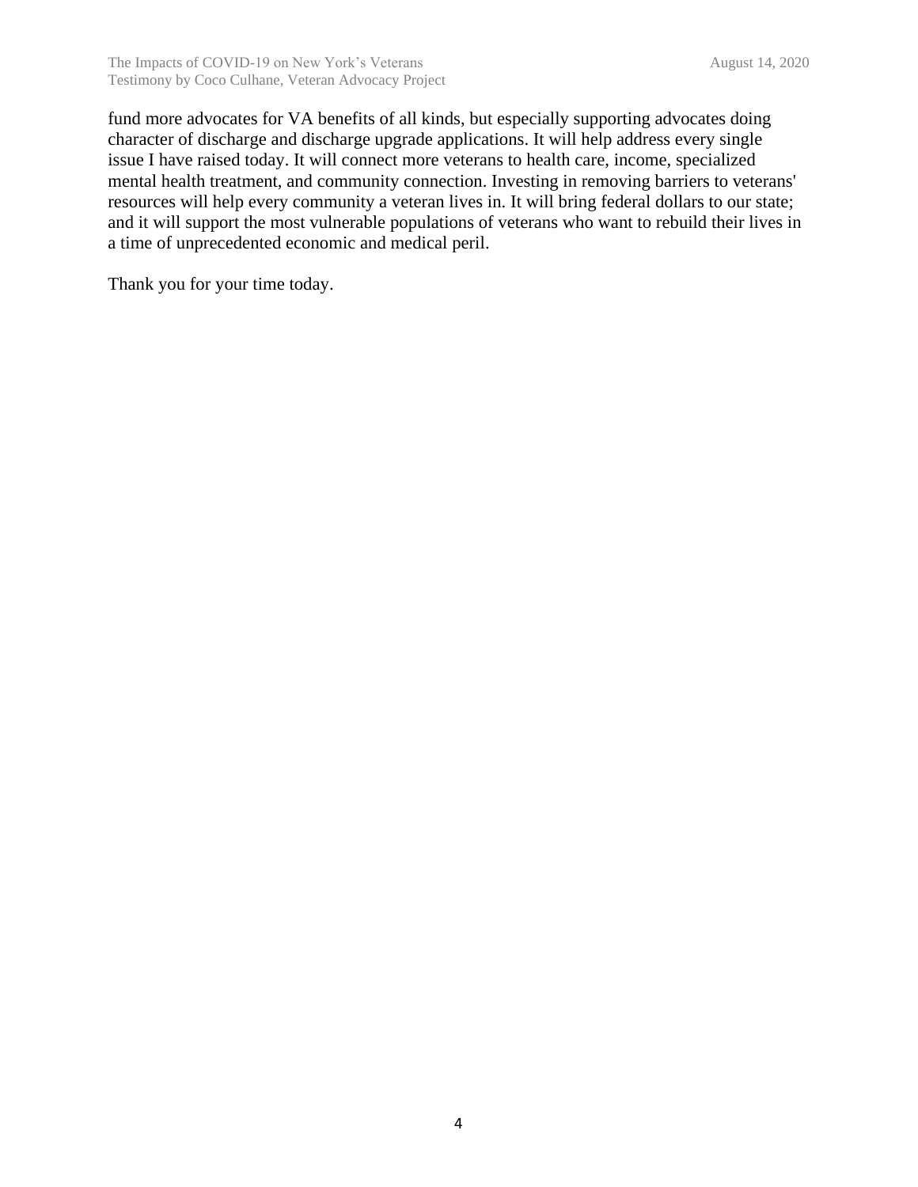fund more advocates for VA benefits of all kinds, but especially supporting advocates doing character of discharge and discharge upgrade applications. It will help address every single issue I have raised today. It will connect more veterans to health care, income, specialized mental health treatment, and community connection. Investing in removing barriers to veterans' resources will help every community a veteran lives in. It will bring federal dollars to our state; and it will support the most vulnerable populations of veterans who want to rebuild their lives in a time of unprecedented economic and medical peril.

Thank you for your time today.